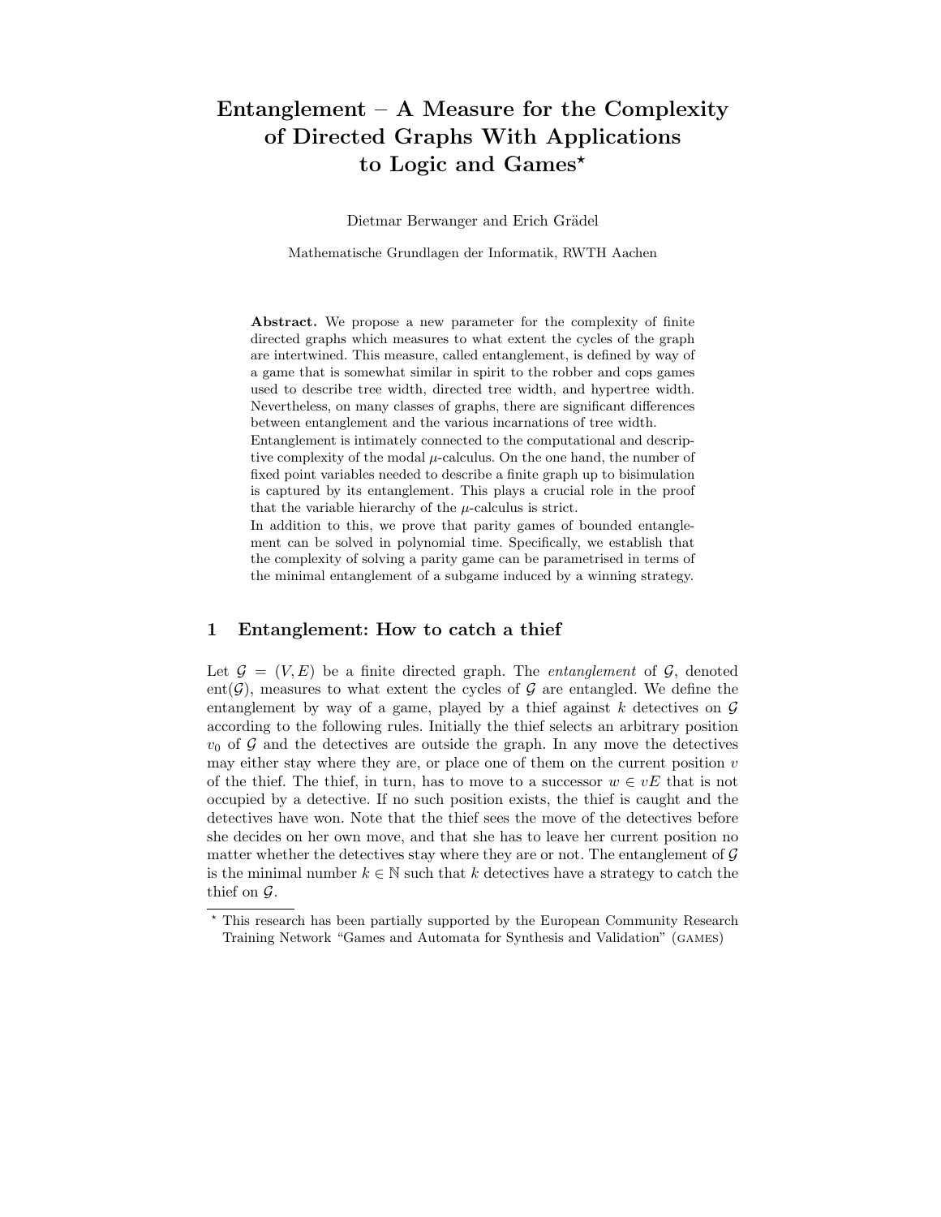# Entanglement – A Measure for the Complexity of Directed Graphs With Applications to Logic and Games*

Dietmar Berwanger and Erich Grädel

Mathematische Grundlagen der Informatik, RWTH Aachen

**Abstract.** We propose a new parameter for the complexity of finite directed graphs which measures to what extent the cycles of the graph are intertwined. This measure, called entanglement, is defined by way of a game that is somewhat similar in spirit to the robber and cops games used to describe tree width, directed tree width, and hypertree width. Nevertheless, on many classes of graphs, there are significant differences between entanglement and the various incarnations of tree width.
Entanglement is intimately connected to the computational and descriptive complexity of the modal $\mu$-calculus. On the one hand, the number of fixed point variables needed to describe a finite graph up to bisimulation is captured by its entanglement. This plays a crucial role in the proof that the variable hierarchy of the $\mu$-calculus is strict.
In addition to this, we prove that parity games of bounded entanglement can be solved in polynomial time. Specifically, we establish that the complexity of solving a parity game can be parametrised in terms of the minimal entanglement of a subgame induced by a winning strategy.

## 1 Entanglement: How to catch a thief

Let $\mathcal{G} = (V, E)$ be a finite directed graph. The *entanglement* of $\mathcal{G}$, denoted $\text{ent}(\mathcal{G})$, measures to what extent the cycles of $\mathcal{G}$ are entangled. We define the entanglement by way of a game, played by a thief against $k$ detectives on $\mathcal{G}$ according to the following rules. Initially the thief selects an arbitrary position $v_0$ of $\mathcal{G}$ and the detectives are outside the graph. In any move the detectives may either stay where they are, or place one of them on the current position $v$ of the thief. The thief, in turn, has to move to a successor $w \in vE$ that is not occupied by a detective. If no such position exists, the thief is caught and the detectives have won. Note that the thief sees the move of the detectives before she decides on her own move, and that she has to leave her current position no matter whether the detectives stay where they are or not. The entanglement of $\mathcal{G}$ is the minimal number $k \in \mathbb{N}$ such that $k$ detectives have a strategy to catch the thief on $\mathcal{G}$.

---

* This research has been partially supported by the European Community Research Training Network "Games and Automata for Synthesis and Validation" (GAMES)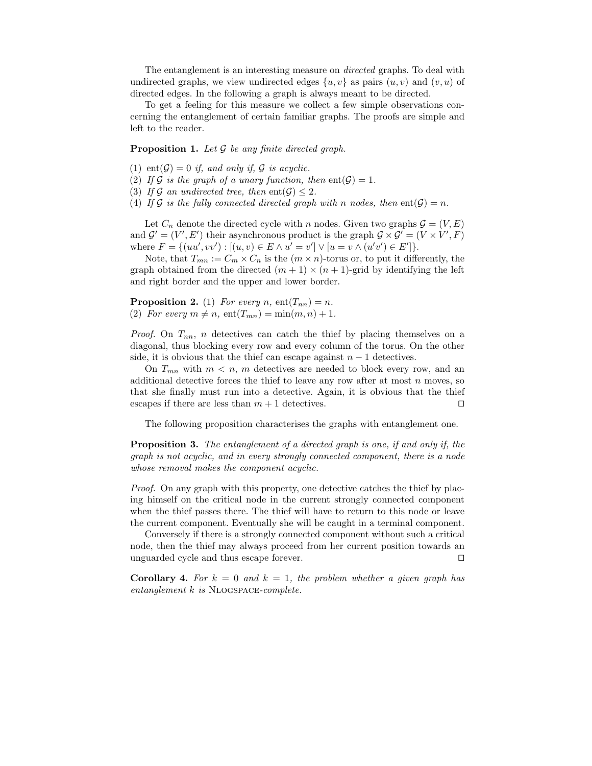The entanglement is an interesting measure on *directed* graphs. To deal with undirected graphs, we view undirected edges $\{u, v\}$ as pairs $(u, v)$ and $(v, u)$ of directed edges. In the following a graph is always meant to be directed.

To get a feeling for this measure we collect a few simple observations concerning the entanglement of certain familiar graphs. The proofs are simple and left to the reader.

**Proposition 1.** *Let $\mathcal{G}$ be any finite directed graph.*

(1) $\text{ent}(\mathcal{G}) = 0$ *if, and only if, $\mathcal{G}$ is acyclic.*
(2) *If $\mathcal{G}$ is the graph of a unary function, then* $\text{ent}(\mathcal{G}) = 1$.
(3) *If $\mathcal{G}$ an undirected tree, then* $\text{ent}(\mathcal{G}) \leq 2$.
(4) *If $\mathcal{G}$ is the fully connected directed graph with $n$ nodes, then* $\text{ent}(\mathcal{G}) = n$.

Let $C_n$ denote the directed cycle with $n$ nodes. Given two graphs $\mathcal{G} = (V, E)$ and $\mathcal{G}' = (V', E')$ their asynchronous product is the graph $\mathcal{G} \times \mathcal{G}' = (V \times V', F)$ where $F = \{(uu', vv') : [(u, v) \in E \wedge u' = v'] \vee [u = v \wedge (u'v') \in E']\}$.

Note, that $T_{mn} := C_m \times C_n$ is the $(m \times n)$-torus or, to put it differently, the graph obtained from the directed $(m+1) \times (n+1)$-grid by identifying the left and right border and the upper and lower border.

**Proposition 2.** (1) *For every $n$,* $\text{ent}(T_{nn}) = n$.
(2) *For every $m \neq n$,* $\text{ent}(T_{mn}) = \min(m, n) + 1$.

*Proof.* On $T_{nn}$, $n$ detectives can catch the thief by placing themselves on a diagonal, thus blocking every row and every column of the torus. On the other side, it is obvious that the thief can escape against $n - 1$ detectives.

On $T_{mn}$ with $m < n$, $m$ detectives are needed to block every row, and an additional detective forces the thief to leave any row after at most $n$ moves, so that she finally must run into a detective. Again, it is obvious that the thief escapes if there are less than $m + 1$ detectives. □

The following proposition characterises the graphs with entanglement one.

**Proposition 3.** *The entanglement of a directed graph is one, if and only if, the graph is not acyclic, and in every strongly connected component, there is a node whose removal makes the component acyclic.*

*Proof.* On any graph with this property, one detective catches the thief by placing himself on the critical node in the current strongly connected component when the thief passes there. The thief will have to return to this node or leave the current component. Eventually she will be caught in a terminal component.

Conversely if there is a strongly connected component without such a critical node, then the thief may always proceed from her current position towards an unguarded cycle and thus escape forever. □

**Corollary 4.** *For $k = 0$ and $k = 1$, the problem whether a given graph has entanglement $k$ is* NLOGSPACE*-complete.*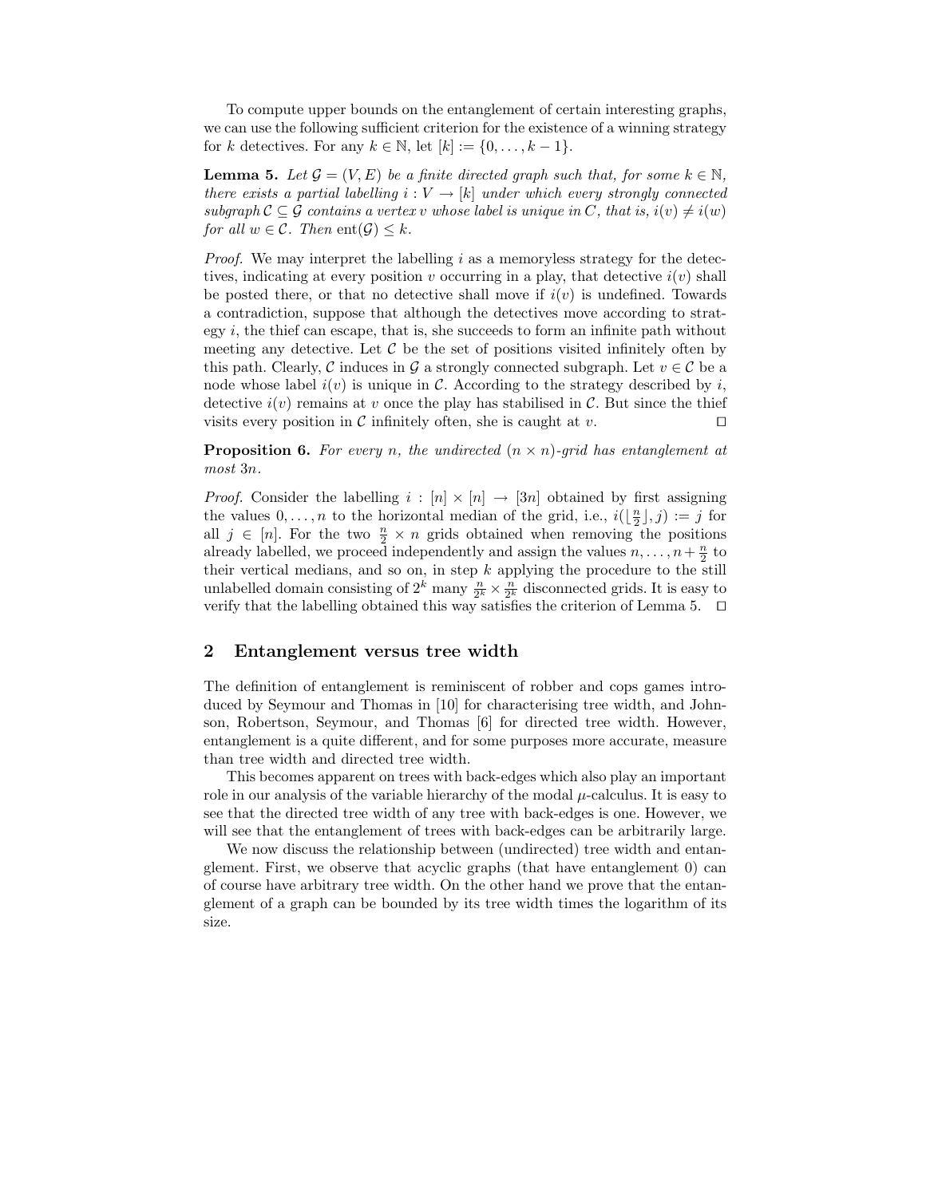To compute upper bounds on the entanglement of certain interesting graphs, we can use the following sufficient criterion for the existence of a winning strategy for $k$ detectives. For any $k \in \mathbb{N}$, let $[k] := \{0, \dots, k-1\}$.

**Lemma 5.** *Let $\mathcal{G} = (V, E)$ be a finite directed graph such that, for some $k \in \mathbb{N}$, there exists a partial labelling $i : V \to [k]$ under which every strongly connected subgraph $\mathcal{C} \subseteq \mathcal{G}$ contains a vertex $v$ whose label is unique in $C$, that is, $i(v) \neq i(w)$ for all $w \in \mathcal{C}$. Then $\text{ent}(\mathcal{G}) \leq k$.*

*Proof.* We may interpret the labelling $i$ as a memoryless strategy for the detectives, indicating at every position $v$ occurring in a play, that detective $i(v)$ shall be posted there, or that no detective shall move if $i(v)$ is undefined. Towards a contradiction, suppose that although the detectives move according to strategy $i$, the thief can escape, that is, she succeeds to form an infinite path without meeting any detective. Let $\mathcal{C}$ be the set of positions visited infinitely often by this path. Clearly, $\mathcal{C}$ induces in $\mathcal{G}$ a strongly connected subgraph. Let $v \in \mathcal{C}$ be a node whose label $i(v)$ is unique in $\mathcal{C}$. According to the strategy described by $i$, detective $i(v)$ remains at $v$ once the play has stabilised in $\mathcal{C}$. But since the thief visits every position in $\mathcal{C}$ infinitely often, she is caught at $v$. □

**Proposition 6.** *For every $n$, the undirected $(n \times n)$-grid has entanglement at most $3n$.*

*Proof.* Consider the labelling $i : [n] \times [n] \to [3n]$ obtained by first assigning the values $0, \dots, n$ to the horizontal median of the grid, i.e., $i(\lfloor \frac{n}{2} \rfloor, j) := j$ for all $j \in [n]$. For the two $\frac{n}{2} \times n$ grids obtained when removing the positions already labelled, we proceed independently and assign the values $n, \dots, n + \frac{n}{2}$ to their vertical medians, and so on, in step $k$ applying the procedure to the still unlabelled domain consisting of $2^k$ many $\frac{n}{2^k} \times \frac{n}{2^k}$ disconnected grids. It is easy to verify that the labelling obtained this way satisfies the criterion of Lemma 5. □

## 2 Entanglement versus tree width

The definition of entanglement is reminiscent of robber and cops games introduced by Seymour and Thomas in [10] for characterising tree width, and Johnson, Robertson, Seymour, and Thomas [6] for directed tree width. However, entanglement is a quite different, and for some purposes more accurate, measure than tree width and directed tree width.

This becomes apparent on trees with back-edges which also play an important role in our analysis of the variable hierarchy of the modal $\mu$-calculus. It is easy to see that the directed tree width of any tree with back-edges is one. However, we will see that the entanglement of trees with back-edges can be arbitrarily large.

We now discuss the relationship between (undirected) tree width and entanglement. First, we observe that acyclic graphs (that have entanglement 0) can of course have arbitrary tree width. On the other hand we prove that the entanglement of a graph can be bounded by its tree width times the logarithm of its size.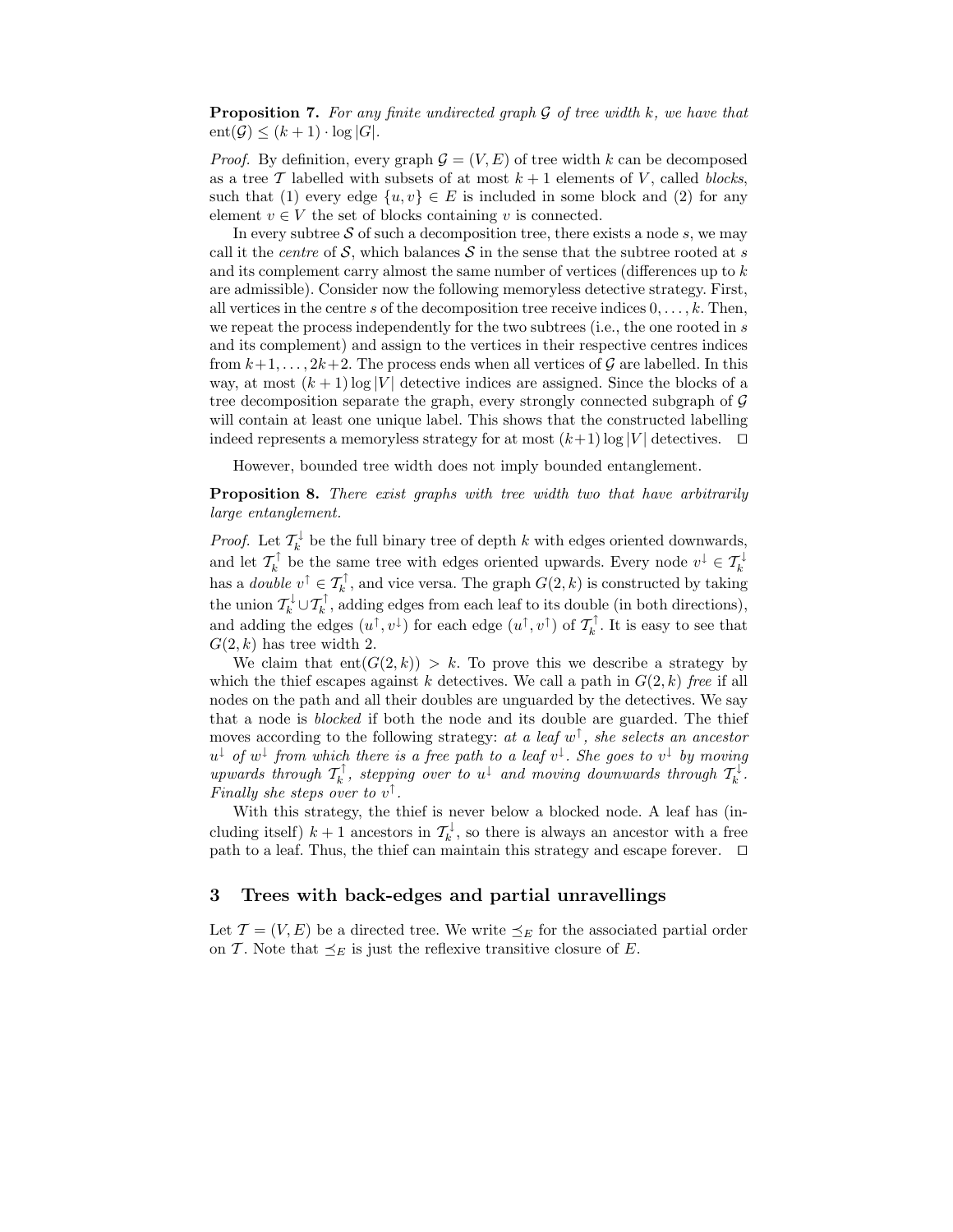**Proposition 7.** *For any finite undirected graph $\mathcal{G}$ of tree width $k$, we have that* $\text{ent}(\mathcal{G}) \leq (k+1) \cdot \log |G|$.

*Proof.* By definition, every graph $\mathcal{G} = (V, E)$ of tree width $k$ can be decomposed as a tree $\mathcal{T}$ labelled with subsets of at most $k+1$ elements of $V$, called *blocks*, such that (1) every edge $\{u, v\} \in E$ is included in some block and (2) for any element $v \in V$ the set of blocks containing $v$ is connected.

In every subtree $\mathcal{S}$ of such a decomposition tree, there exists a node $s$, we may call it the *centre* of $\mathcal{S}$, which balances $\mathcal{S}$ in the sense that the subtree rooted at $s$ and its complement carry almost the same number of vertices (differences up to $k$ are admissible). Consider now the following memoryless detective strategy. First, all vertices in the centre $s$ of the decomposition tree receive indices $0, \ldots, k$. Then, we repeat the process independently for the two subtrees (i.e., the one rooted in $s$ and its complement) and assign to the vertices in their respective centres indices from $k+1, \ldots, 2k+2$. The process ends when all vertices of $\mathcal{G}$ are labelled. In this way, at most $(k+1) \log |V|$ detective indices are assigned. Since the blocks of a tree decomposition separate the graph, every strongly connected subgraph of $\mathcal{G}$ will contain at least one unique label. This shows that the constructed labelling indeed represents a memoryless strategy for at most $(k+1) \log |V|$ detectives. $\square$

However, bounded tree width does not imply bounded entanglement.

**Proposition 8.** *There exist graphs with tree width two that have arbitrarily large entanglement.*

*Proof.* Let $\mathcal{T}_k^{\downarrow}$ be the full binary tree of depth $k$ with edges oriented downwards, and let $\mathcal{T}_k^{\uparrow}$ be the same tree with edges oriented upwards. Every node $v^{\downarrow} \in \mathcal{T}_k^{\downarrow}$ has a *double* $v^{\uparrow} \in \mathcal{T}_k^{\uparrow}$, and vice versa. The graph $G(2, k)$ is constructed by taking the union $\mathcal{T}_k^{\downarrow} \cup \mathcal{T}_k^{\uparrow}$, adding edges from each leaf to its double (in both directions), and adding the edges $(u^{\uparrow}, v^{\downarrow})$ for each edge $(u^{\uparrow}, v^{\uparrow})$ of $\mathcal{T}_k^{\uparrow}$. It is easy to see that $G(2, k)$ has tree width 2.

We claim that $\text{ent}(G(2, k)) > k$. To prove this we describe a strategy by which the thief escapes against $k$ detectives. We call a path in $G(2, k)$ *free* if all nodes on the path and all their doubles are unguarded by the detectives. We say that a node is *blocked* if both the node and its double are guarded. The thief moves according to the following strategy: *at a leaf $w^{\uparrow}$, she selects an ancestor $u^{\downarrow}$ of $w^{\downarrow}$ from which there is a free path to a leaf $v^{\downarrow}$. She goes to $v^{\downarrow}$ by moving upwards through $\mathcal{T}_k^{\uparrow}$, stepping over to $u^{\downarrow}$ and moving downwards through $\mathcal{T}_k^{\downarrow}$. Finally she steps over to $v^{\uparrow}$.*

With this strategy, the thief is never below a blocked node. A leaf has (including itself) $k+1$ ancestors in $\mathcal{T}_k^{\downarrow}$, so there is always an ancestor with a free path to a leaf. Thus, the thief can maintain this strategy and escape forever. $\square$

## 3 Trees with back-edges and partial unravellings

Let $\mathcal{T} = (V, E)$ be a directed tree. We write $\preceq_E$ for the associated partial order on $\mathcal{T}$. Note that $\preceq_E$ is just the reflexive transitive closure of $E$.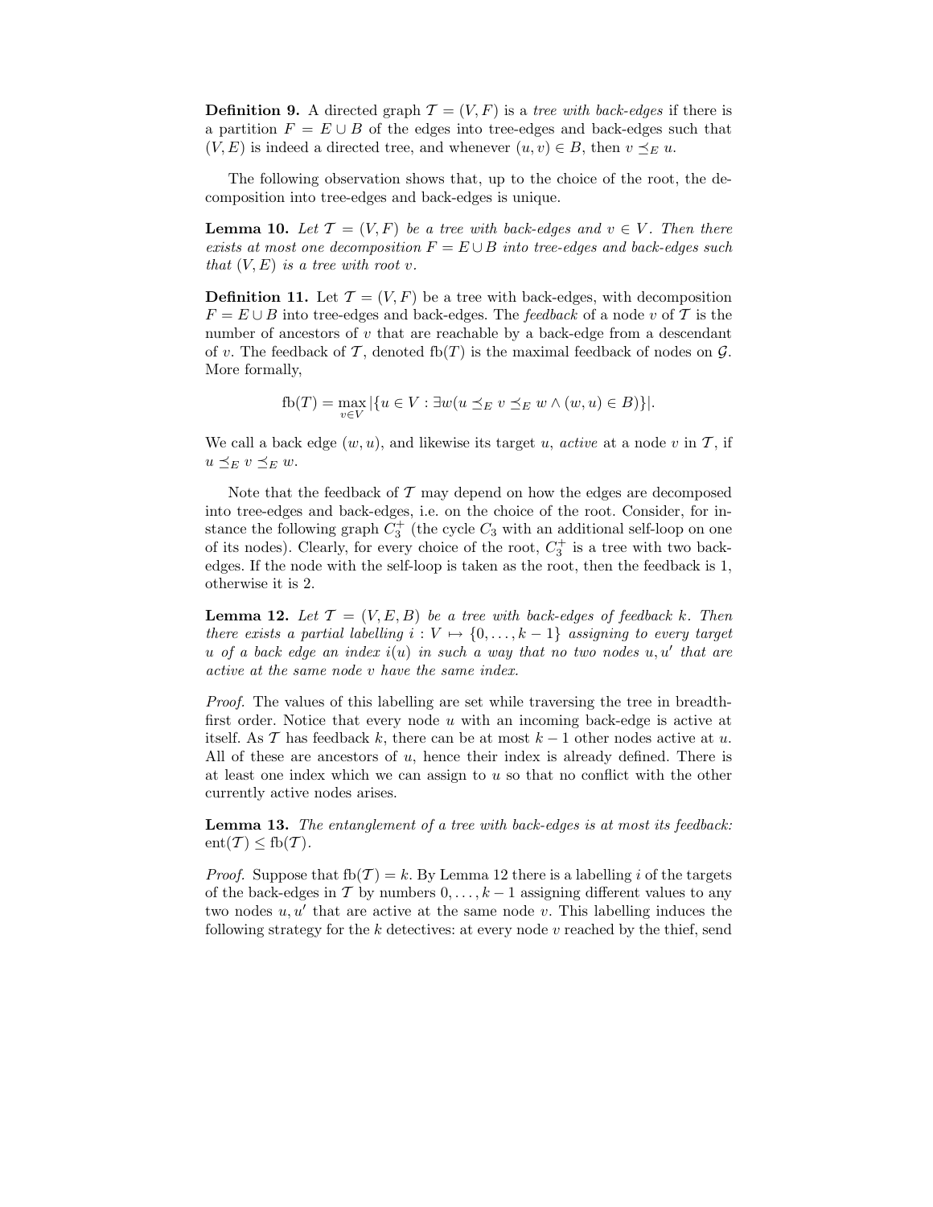**Definition 9.** A directed graph $\mathcal{T} = (V, F)$ is a *tree with back-edges* if there is a partition $F = E \cup B$ of the edges into tree-edges and back-edges such that $(V, E)$ is indeed a directed tree, and whenever $(u, v) \in B$, then $v \preceq_E u$.

The following observation shows that, up to the choice of the root, the decomposition into tree-edges and back-edges is unique.

**Lemma 10.** *Let $\mathcal{T} = (V, F)$ be a tree with back-edges and $v \in V$. Then there exists at most one decomposition $F = E \cup B$ into tree-edges and back-edges such that $(V, E)$ is a tree with root $v$.*

**Definition 11.** Let $\mathcal{T} = (V, F)$ be a tree with back-edges, with decomposition $F = E \cup B$ into tree-edges and back-edges. The *feedback* of a node $v$ of $\mathcal{T}$ is the number of ancestors of $v$ that are reachable by a back-edge from a descendant of $v$. The feedback of $\mathcal{T}$, denoted $\mathrm{fb}(T)$ is the maximal feedback of nodes on $\mathcal{G}$. More formally,

$$\mathrm{fb}(T) = \max_{v \in V} |\{u \in V : \exists w (u \preceq_E v \preceq_E w \wedge (w, u) \in B)\}|.$$

We call a back edge $(w, u)$, and likewise its target $u$, *active* at a node $v$ in $\mathcal{T}$, if $u \preceq_E v \preceq_E w$.

Note that the feedback of $\mathcal{T}$ may depend on how the edges are decomposed into tree-edges and back-edges, i.e. on the choice of the root. Consider, for instance the following graph $C_3^+$ (the cycle $C_3$ with an additional self-loop on one of its nodes). Clearly, for every choice of the root, $C_3^+$ is a tree with two back-edges. If the node with the self-loop is taken as the root, then the feedback is 1, otherwise it is 2.

**Lemma 12.** *Let $\mathcal{T} = (V, E, B)$ be a tree with back-edges of feedback $k$. Then there exists a partial labelling $i : V \mapsto \{0, \ldots, k-1\}$ assigning to every target $u$ of a back edge an index $i(u)$ in such a way that no two nodes $u, u'$ that are active at the same node $v$ have the same index.*

*Proof.* The values of this labelling are set while traversing the tree in breadth-first order. Notice that every node $u$ with an incoming back-edge is active at itself. As $\mathcal{T}$ has feedback $k$, there can be at most $k - 1$ other nodes active at $u$. All of these are ancestors of $u$, hence their index is already defined. There is at least one index which we can assign to $u$ so that no conflict with the other currently active nodes arises.

**Lemma 13.** *The entanglement of a tree with back-edges is at most its feedback: $\mathrm{ent}(\mathcal{T}) \leq \mathrm{fb}(\mathcal{T})$.*

*Proof.* Suppose that $\mathrm{fb}(\mathcal{T}) = k$. By Lemma 12 there is a labelling $i$ of the targets of the back-edges in $\mathcal{T}$ by numbers $0, \ldots, k-1$ assigning different values to any two nodes $u, u'$ that are active at the same node $v$. This labelling induces the following strategy for the $k$ detectives: at every node $v$ reached by the thief, send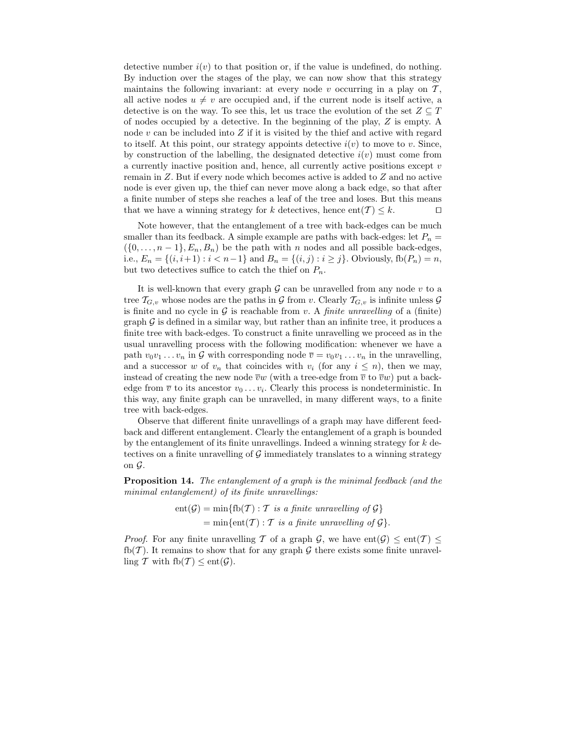detective number $i(v)$ to that position or, if the value is undefined, do nothing. By induction over the stages of the play, we can now show that this strategy maintains the following invariant: at every node $v$ occurring in a play on $\mathcal{T}$, all active nodes $u \neq v$ are occupied and, if the current node is itself active, a detective is on the way. To see this, let us trace the evolution of the set $Z \subseteq T$ of nodes occupied by a detective. In the beginning of the play, $Z$ is empty. A node $v$ can be included into $Z$ if it is visited by the thief and active with regard to itself. At this point, our strategy appoints detective $i(v)$ to move to $v$. Since, by construction of the labelling, the designated detective $i(v)$ must come from a currently inactive position and, hence, all currently active positions except $v$ remain in $Z$. But if every node which becomes active is added to $Z$ and no active node is ever given up, the thief can never move along a back edge, so that after a finite number of steps she reaches a leaf of the tree and loses. But this means that we have a winning strategy for $k$ detectives, hence $\mathrm{ent}(\mathcal{T}) \leq k$. □

Note however, that the entanglement of a tree with back-edges can be much smaller than its feedback. A simple example are paths with back-edges: let $P_n = (\{0, \ldots, n-1\}, E_n, B_n)$ be the path with $n$ nodes and all possible back-edges, i.e., $E_n = \{(i, i+1) : i < n-1\}$ and $B_n = \{(i,j) : i \geq j\}$. Obviously, $\mathrm{fb}(P_n) = n$, but two detectives suffice to catch the thief on $P_n$.

It is well-known that every graph $\mathcal{G}$ can be unravelled from any node $v$ to a tree $\mathcal{T}_{G,v}$ whose nodes are the paths in $\mathcal{G}$ from $v$. Clearly $\mathcal{T}_{G,v}$ is infinite unless $\mathcal{G}$ is finite and no cycle in $\mathcal{G}$ is reachable from $v$. A *finite unravelling* of a (finite) graph $\mathcal{G}$ is defined in a similar way, but rather than an infinite tree, it produces a finite tree with back-edges. To construct a finite unravelling we proceed as in the usual unravelling process with the following modification: whenever we have a path $v_0 v_1 \ldots v_n$ in $\mathcal{G}$ with corresponding node $\overline{v} = v_0 v_1 \ldots v_n$ in the unravelling, and a successor $w$ of $v_n$ that coincides with $v_i$ (for any $i \leq n$), then we may, instead of creating the new node $\overline{v}w$ (with a tree-edge from $\overline{v}$ to $\overline{v}w$) put a back-edge from $\overline{v}$ to its ancestor $v_0 \ldots v_i$. Clearly this process is nondeterministic. In this way, any finite graph can be unravelled, in many different ways, to a finite tree with back-edges.

Observe that different finite unravellings of a graph may have different feedback and different entanglement. Clearly the entanglement of a graph is bounded by the entanglement of its finite unravellings. Indeed a winning strategy for $k$ detectives on a finite unravelling of $\mathcal{G}$ immediately translates to a winning strategy on $\mathcal{G}$.

**Proposition 14.** *The entanglement of a graph is the minimal feedback (and the minimal entanglement) of its finite unravellings:*

$$
\begin{aligned}
\mathrm{ent}(\mathcal{G}) &= \min\{\mathrm{fb}(\mathcal{T}) : \mathcal{T} \text{ is a finite unravelling of } \mathcal{G}\} \\
&= \min\{\mathrm{ent}(\mathcal{T}) : \mathcal{T} \text{ is a finite unravelling of } \mathcal{G}\}.
\end{aligned}
$$

*Proof.* For any finite unravelling $\mathcal{T}$ of a graph $\mathcal{G}$, we have $\mathrm{ent}(\mathcal{G}) \leq \mathrm{ent}(\mathcal{T}) \leq \mathrm{fb}(\mathcal{T})$. It remains to show that for any graph $\mathcal{G}$ there exists some finite unravelling $\mathcal{T}$ with $\mathrm{fb}(\mathcal{T}) \leq \mathrm{ent}(\mathcal{G})$.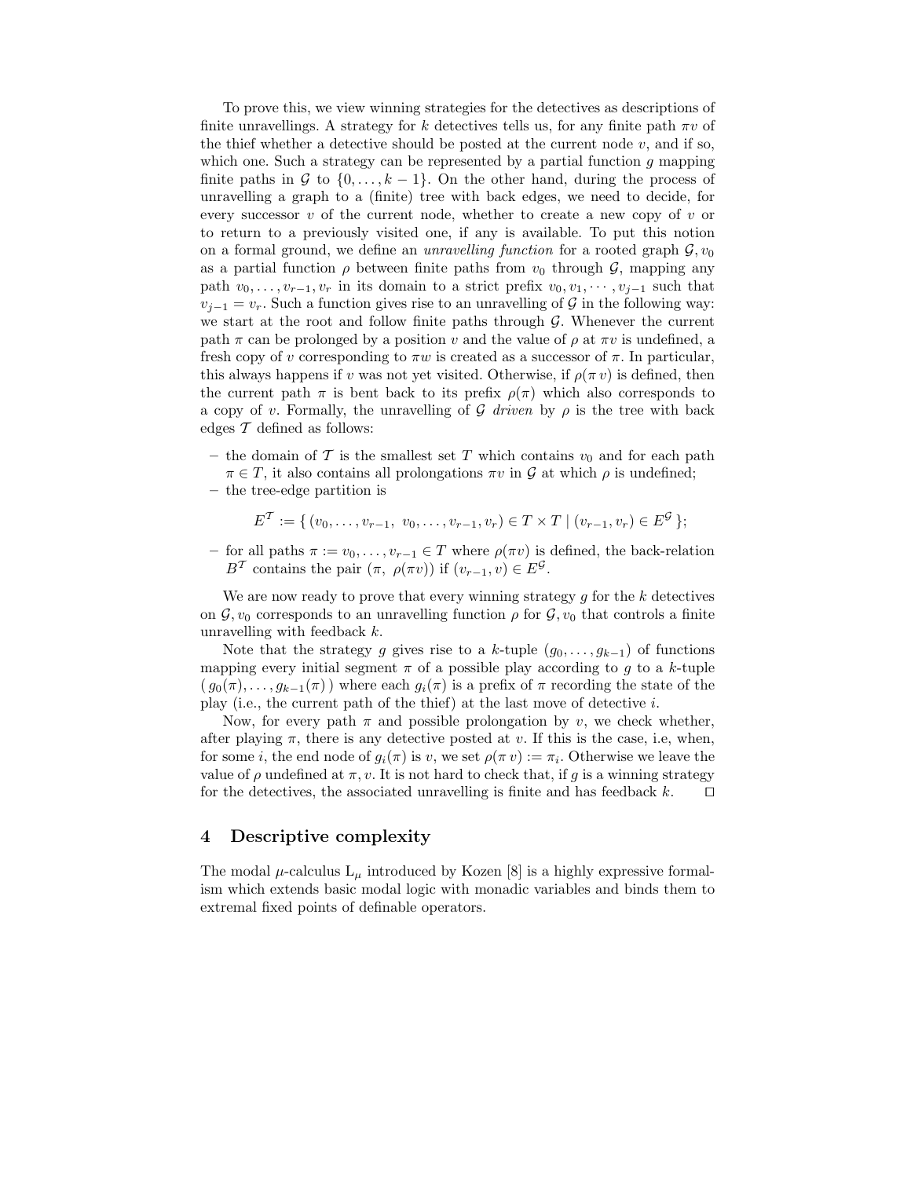To prove this, we view winning strategies for the detectives as descriptions of finite unravellings. A strategy for $k$ detectives tells us, for any finite path $\pi v$ of the thief whether a detective should be posted at the current node $v$, and if so, which one. Such a strategy can be represented by a partial function $g$ mapping finite paths in $\mathcal{G}$ to $\{0, \ldots, k-1\}$. On the other hand, during the process of unravelling a graph to a (finite) tree with back edges, we need to decide, for every successor $v$ of the current node, whether to create a new copy of $v$ or to return to a previously visited one, if any is available. To put this notion on a formal ground, we define an *unravelling function* for a rooted graph $\mathcal{G}, v_0$ as a partial function $\rho$ between finite paths from $v_0$ through $\mathcal{G}$, mapping any path $v_0, \ldots, v_{r-1}, v_r$ in its domain to a strict prefix $v_0, v_1, \cdots, v_{j-1}$ such that $v_{j-1} = v_r$. Such a function gives rise to an unravelling of $\mathcal{G}$ in the following way: we start at the root and follow finite paths through $\mathcal{G}$. Whenever the current path $\pi$ can be prolonged by a position $v$ and the value of $\rho$ at $\pi v$ is undefined, a fresh copy of $v$ corresponding to $\pi w$ is created as a successor of $\pi$. In particular, this always happens if $v$ was not yet visited. Otherwise, if $\rho(\pi\, v)$ is defined, then the current path $\pi$ is bent back to its prefix $\rho(\pi)$ which also corresponds to a copy of $v$. Formally, the unravelling of $\mathcal{G}$ *driven* by $\rho$ is the tree with back edges $\mathcal{T}$ defined as follows:

- the domain of $\mathcal{T}$ is the smallest set $T$ which contains $v_0$ and for each path $\pi \in T$, it also contains all prolongations $\pi v$ in $\mathcal{G}$ at which $\rho$ is undefined;
- the tree-edge partition is

$$E^{\mathcal{T}} := \{\, (v_0, \ldots, v_{r-1},\ v_0, \ldots, v_{r-1}, v_r) \in T \times T \mid (v_{r-1}, v_r) \in E^{\mathcal{G}} \,\};$$

- for all paths $\pi := v_0, \ldots, v_{r-1} \in T$ where $\rho(\pi v)$ is defined, the back-relation $B^{\mathcal{T}}$ contains the pair $(\pi,\ \rho(\pi v))$ if $(v_{r-1}, v) \in E^{\mathcal{G}}$.

We are now ready to prove that every winning strategy $g$ for the $k$ detectives on $\mathcal{G}, v_0$ corresponds to an unravelling function $\rho$ for $\mathcal{G}, v_0$ that controls a finite unravelling with feedback $k$.

Note that the strategy $g$ gives rise to a $k$-tuple $(g_0, \ldots, g_{k-1})$ of functions mapping every initial segment $\pi$ of a possible play according to $g$ to a $k$-tuple $(\, g_0(\pi), \ldots, g_{k-1}(\pi)\,)$ where each $g_i(\pi)$ is a prefix of $\pi$ recording the state of the play (i.e., the current path of the thief) at the last move of detective $i$.

Now, for every path $\pi$ and possible prolongation by $v$, we check whether, after playing $\pi$, there is any detective posted at $v$. If this is the case, i.e, when, for some $i$, the end node of $g_i(\pi)$ is $v$, we set $\rho(\pi\, v) := \pi_i$. Otherwise we leave the value of $\rho$ undefined at $\pi, v$. It is not hard to check that, if $g$ is a winning strategy for the detectives, the associated unravelling is finite and has feedback $k$. ◻

## 4 Descriptive complexity

The modal $\mu$-calculus $\mathrm{L}_\mu$ introduced by Kozen [8] is a highly expressive formalism which extends basic modal logic with monadic variables and binds them to extremal fixed points of definable operators.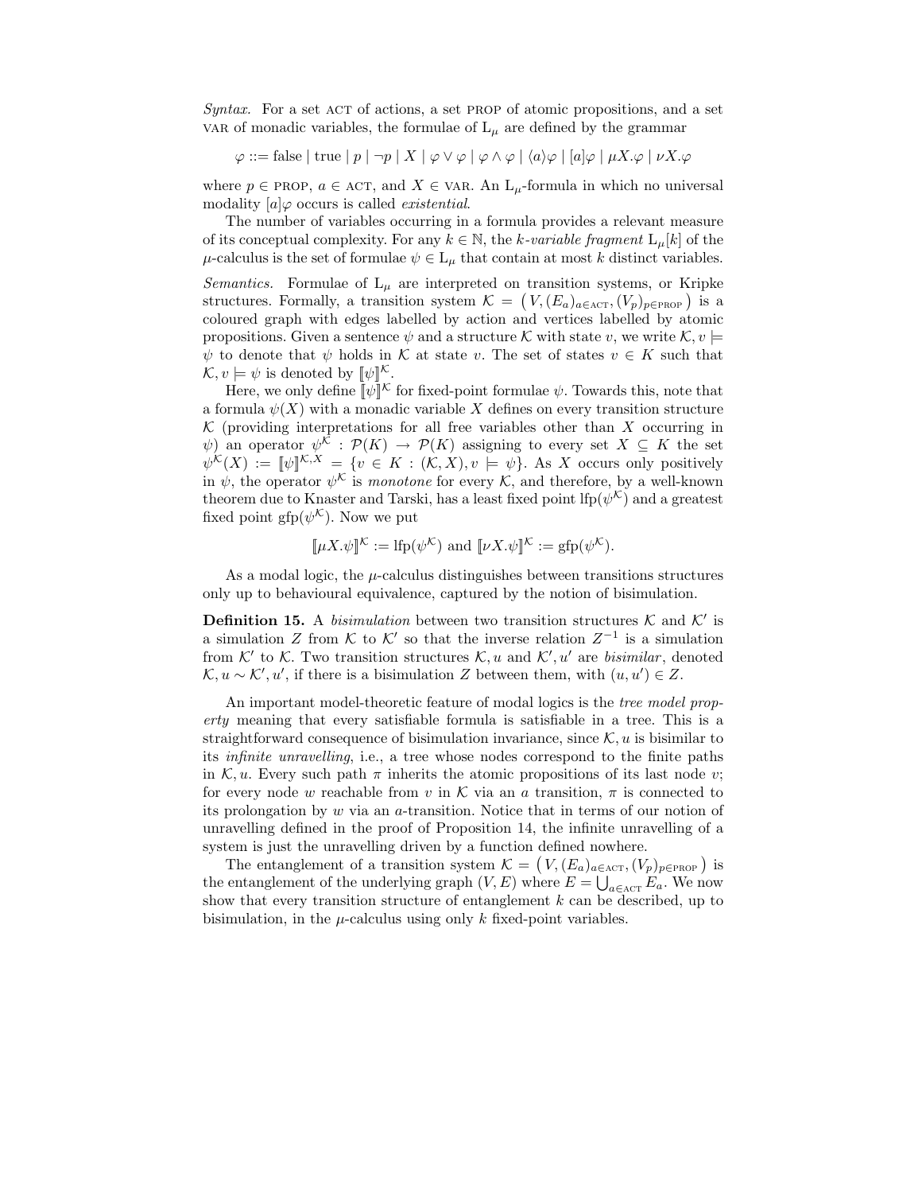*Syntax.* For a set ACT of actions, a set PROP of atomic propositions, and a set VAR of monadic variables, the formulae of $\mathrm{L}_\mu$ are defined by the grammar

$$\varphi ::= \text{false} \mid \text{true} \mid p \mid \neg p \mid X \mid \varphi \vee \varphi \mid \varphi \wedge \varphi \mid \langle a \rangle \varphi \mid [a]\varphi \mid \mu X.\varphi \mid \nu X.\varphi$$

where $p \in$ PROP, $a \in$ ACT, and $X \in$ VAR. An $\mathrm{L}_\mu$-formula in which no universal modality $[a]\varphi$ occurs is called *existential*.

The number of variables occurring in a formula provides a relevant measure of its conceptual complexity. For any $k \in \mathbb{N}$, the *k-variable fragment* $\mathrm{L}_\mu[k]$ of the $\mu$-calculus is the set of formulae $\psi \in \mathrm{L}_\mu$ that contain at most $k$ distinct variables.

*Semantics.* Formulae of $\mathrm{L}_\mu$ are interpreted on transition systems, or Kripke structures. Formally, a transition system $\mathcal{K} = \big(V, (E_a)_{a \in \text{ACT}}, (V_p)_{p \in \text{PROP}}\big)$ is a coloured graph with edges labelled by action and vertices labelled by atomic propositions. Given a sentence $\psi$ and a structure $\mathcal{K}$ with state $v$, we write $\mathcal{K}, v \models \psi$ to denote that $\psi$ holds in $\mathcal{K}$ at state $v$. The set of states $v \in K$ such that $\mathcal{K}, v \models \psi$ is denoted by $[\![\psi]\!]^{\mathcal{K}}$.

Here, we only define $[\![\psi]\!]^{\mathcal{K}}$ for fixed-point formulae $\psi$. Towards this, note that a formula $\psi(X)$ with a monadic variable $X$ defines on every transition structure $\mathcal{K}$ (providing interpretations for all free variables other than $X$ occurring in $\psi$) an operator $\psi^{\mathcal{K}} : \mathcal{P}(K) \to \mathcal{P}(K)$ assigning to every set $X \subseteq K$ the set $\psi^{\mathcal{K}}(X) := [\![\psi]\!]^{\mathcal{K},X} = \{v \in K : (\mathcal{K}, X), v \models \psi\}$. As $X$ occurs only positively in $\psi$, the operator $\psi^{\mathcal{K}}$ is *monotone* for every $\mathcal{K}$, and therefore, by a well-known theorem due to Knaster and Tarski, has a least fixed point $\mathrm{lfp}(\psi^{\mathcal{K}})$ and a greatest fixed point $\mathrm{gfp}(\psi^{\mathcal{K}})$. Now we put

$$[\![\mu X.\psi]\!]^{\mathcal{K}} := \mathrm{lfp}(\psi^{\mathcal{K}}) \text{ and } [\![\nu X.\psi]\!]^{\mathcal{K}} := \mathrm{gfp}(\psi^{\mathcal{K}}).$$

As a modal logic, the $\mu$-calculus distinguishes between transitions structures only up to behavioural equivalence, captured by the notion of bisimulation.

**Definition 15.** A *bisimulation* between two transition structures $\mathcal{K}$ and $\mathcal{K}'$ is a simulation $Z$ from $\mathcal{K}$ to $\mathcal{K}'$ so that the inverse relation $Z^{-1}$ is a simulation from $\mathcal{K}'$ to $\mathcal{K}$. Two transition structures $\mathcal{K}, u$ and $\mathcal{K}', u'$ are *bisimilar*, denoted $\mathcal{K}, u \sim \mathcal{K}', u'$, if there is a bisimulation $Z$ between them, with $(u, u') \in Z$.

An important model-theoretic feature of modal logics is the *tree model property* meaning that every satisfiable formula is satisfiable in a tree. This is a straightforward consequence of bisimulation invariance, since $\mathcal{K}, u$ is bisimilar to its *infinite unravelling*, i.e., a tree whose nodes correspond to the finite paths in $\mathcal{K}, u$. Every such path $\pi$ inherits the atomic propositions of its last node $v$; for every node $w$ reachable from $v$ in $\mathcal{K}$ via an $a$ transition, $\pi$ is connected to its prolongation by $w$ via an $a$-transition. Notice that in terms of our notion of unravelling defined in the proof of Proposition 14, the infinite unravelling of a system is just the unravelling driven by a function defined nowhere.

The entanglement of a transition system $\mathcal{K} = \big(V, (E_a)_{a \in \text{ACT}}, (V_p)_{p \in \text{PROP}}\big)$ is the entanglement of the underlying graph $(V, E)$ where $E = \bigcup_{a \in \text{ACT}} E_a$. We now show that every transition structure of entanglement $k$ can be described, up to bisimulation, in the $\mu$-calculus using only $k$ fixed-point variables.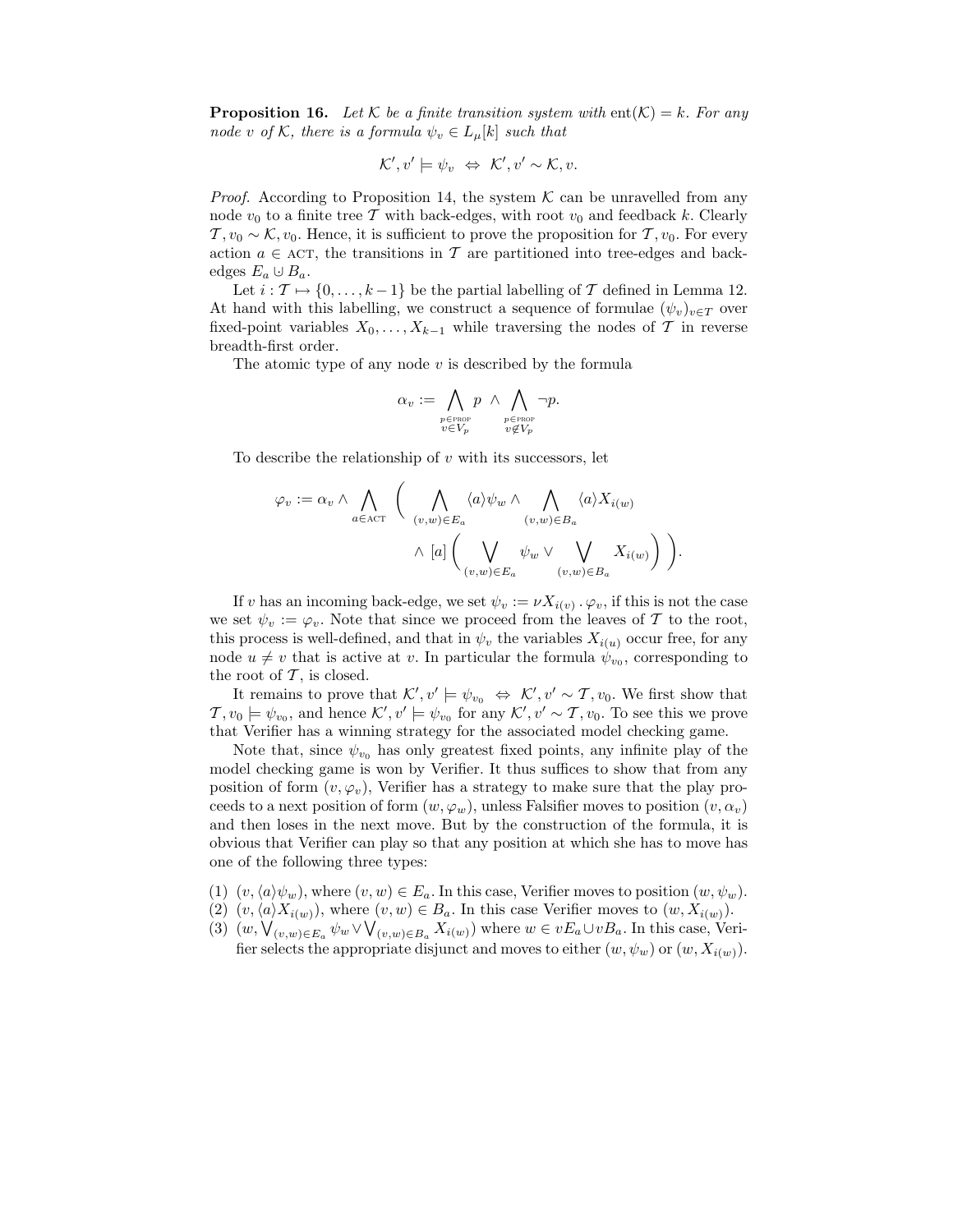**Proposition 16.** *Let $\mathcal{K}$ be a finite transition system with $\text{ent}(\mathcal{K}) = k$. For any node $v$ of $\mathcal{K}$, there is a formula $\psi_v \in L_\mu[k]$ such that*

$$\mathcal{K}', v' \models \psi_v \;\Leftrightarrow\; \mathcal{K}', v' \sim \mathcal{K}, v.$$

*Proof.* According to Proposition 14, the system $\mathcal{K}$ can be unravelled from any node $v_0$ to a finite tree $\mathcal{T}$ with back-edges, with root $v_0$ and feedback $k$. Clearly $\mathcal{T}, v_0 \sim \mathcal{K}, v_0$. Hence, it is sufficient to prove the proposition for $\mathcal{T}, v_0$. For every action $a \in \text{ACT}$, the transitions in $\mathcal{T}$ are partitioned into tree-edges and back-edges $E_a \uplus B_a$.

Let $i : \mathcal{T} \mapsto \{0, \ldots, k-1\}$ be the partial labelling of $\mathcal{T}$ defined in Lemma 12. At hand with this labelling, we construct a sequence of formulae $(\psi_v)_{v \in T}$ over fixed-point variables $X_0, \ldots, X_{k-1}$ while traversing the nodes of $\mathcal{T}$ in reverse breadth-first order.

The atomic type of any node $v$ is described by the formula

$$\alpha_v := \bigwedge_{\substack{p \in \text{PROP} \\ v \in V_p}} p \;\wedge\; \bigwedge_{\substack{p \in \text{PROP} \\ v \notin V_p}} \neg p.$$

To describe the relationship of $v$ with its successors, let

$$\varphi_v := \alpha_v \wedge \bigwedge_{a \in \text{ACT}} \Bigg( \bigwedge_{(v,w) \in E_a} \langle a \rangle \psi_w \wedge \bigwedge_{(v,w) \in B_a} \langle a \rangle X_{i(w)} \wedge [a] \Big( \bigvee_{(v,w) \in E_a} \psi_w \vee \bigvee_{(v,w) \in B_a} X_{i(w)} \Big) \Bigg).$$

If $v$ has an incoming back-edge, we set $\psi_v := \nu X_{i(v)} \,.\, \varphi_v$, if this is not the case we set $\psi_v := \varphi_v$. Note that since we proceed from the leaves of $\mathcal{T}$ to the root, this process is well-defined, and that in $\psi_v$ the variables $X_{i(u)}$ occur free, for any node $u \neq v$ that is active at $v$. In particular the formula $\psi_{v_0}$, corresponding to the root of $\mathcal{T}$, is closed.

It remains to prove that $\mathcal{K}', v' \models \psi_{v_0} \;\Leftrightarrow\; \mathcal{K}', v' \sim \mathcal{T}, v_0$. We first show that $\mathcal{T}, v_0 \models \psi_{v_0}$, and hence $\mathcal{K}', v' \models \psi_{v_0}$ for any $\mathcal{K}', v' \sim \mathcal{T}, v_0$. To see this we prove that Verifier has a winning strategy for the associated model checking game.

Note that, since $\psi_{v_0}$ has only greatest fixed points, any infinite play of the model checking game is won by Verifier. It thus suffices to show that from any position of form $(v, \varphi_v)$, Verifier has a strategy to make sure that the play proceeds to a next position of form $(w, \varphi_w)$, unless Falsifier moves to position $(v, \alpha_v)$ and then loses in the next move. But by the construction of the formula, it is obvious that Verifier can play so that any position at which she has to move has one of the following three types:

(1) $(v, \langle a \rangle \psi_w)$, where $(v, w) \in E_a$. In this case, Verifier moves to position $(w, \psi_w)$.
(2) $(v, \langle a \rangle X_{i(w)})$, where $(v, w) \in B_a$. In this case Verifier moves to $(w, X_{i(w)})$.
(3) $(w, \bigvee_{(v,w) \in E_a} \psi_w \vee \bigvee_{(v,w) \in B_a} X_{i(w)})$ where $w \in vE_a \cup vB_a$. In this case, Verifier selects the appropriate disjunct and moves to either $(w, \psi_w)$ or $(w, X_{i(w)})$.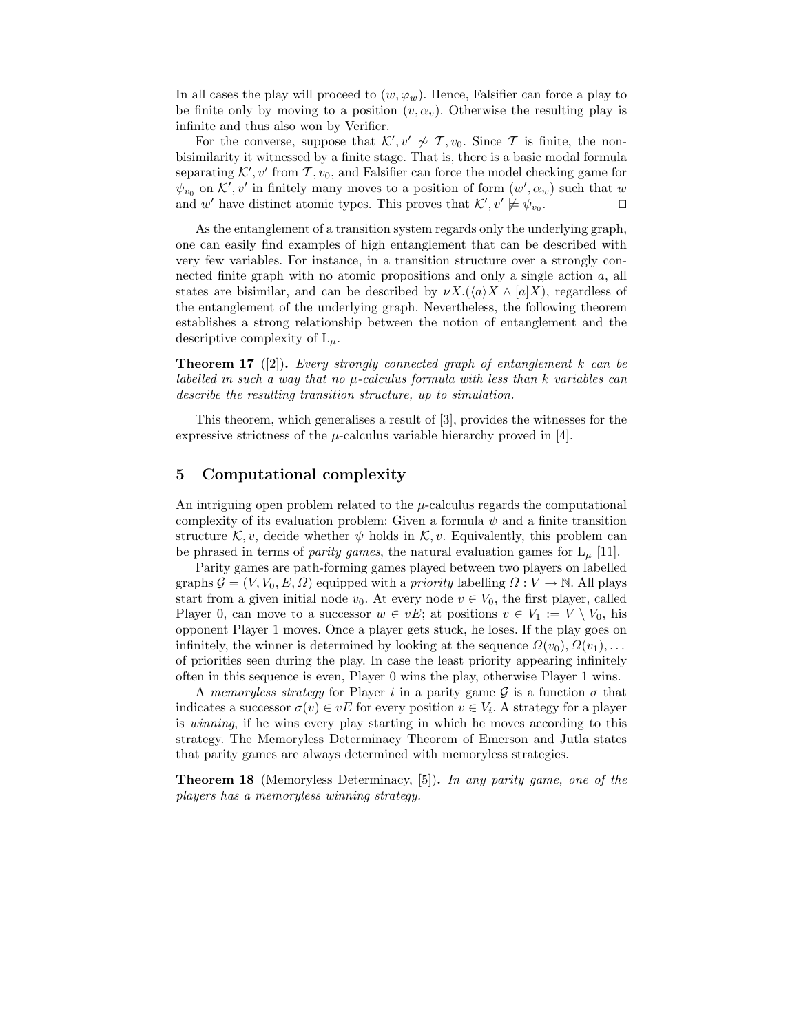In all cases the play will proceed to $(w, \varphi_w)$. Hence, Falsifier can force a play to be finite only by moving to a position $(v, \alpha_v)$. Otherwise the resulting play is infinite and thus also won by Verifier.

For the converse, suppose that $\mathcal{K}', v' \not\sim \mathcal{T}, v_0$. Since $\mathcal{T}$ is finite, the non-bisimilarity it witnessed by a finite stage. That is, there is a basic modal formula separating $\mathcal{K}', v'$ from $\mathcal{T}, v_0$, and Falsifier can force the model checking game for $\psi_{v_0}$ on $\mathcal{K}', v'$ in finitely many moves to a position of form $(w', \alpha_w)$ such that $w$ and $w'$ have distinct atomic types. This proves that $\mathcal{K}', v' \not\models \psi_{v_0}$. □

As the entanglement of a transition system regards only the underlying graph, one can easily find examples of high entanglement that can be described with very few variables. For instance, in a transition structure over a strongly connected finite graph with no atomic propositions and only a single action $a$, all states are bisimilar, and can be described by $\nu X.(\langle a \rangle X \wedge [a]X)$, regardless of the entanglement of the underlying graph. Nevertheless, the following theorem establishes a strong relationship between the notion of entanglement and the descriptive complexity of $\mathrm{L}_\mu$.

**Theorem 17** ([2])**.** *Every strongly connected graph of entanglement $k$ can be labelled in such a way that no $\mu$-calculus formula with less than $k$ variables can describe the resulting transition structure, up to simulation.*

This theorem, which generalises a result of [3], provides the witnesses for the expressive strictness of the $\mu$-calculus variable hierarchy proved in [4].

## 5 Computational complexity

An intriguing open problem related to the $\mu$-calculus regards the computational complexity of its evaluation problem: Given a formula $\psi$ and a finite transition structure $\mathcal{K}, v$, decide whether $\psi$ holds in $\mathcal{K}, v$. Equivalently, this problem can be phrased in terms of *parity games*, the natural evaluation games for $\mathrm{L}_\mu$ [11].

Parity games are path-forming games played between two players on labelled graphs $\mathcal{G} = (V, V_0, E, \Omega)$ equipped with a *priority* labelling $\Omega : V \to \mathbb{N}$. All plays start from a given initial node $v_0$. At every node $v \in V_0$, the first player, called Player 0, can move to a successor $w \in vE$; at positions $v \in V_1 := V \setminus V_0$, his opponent Player 1 moves. Once a player gets stuck, he loses. If the play goes on infinitely, the winner is determined by looking at the sequence $\Omega(v_0), \Omega(v_1), \dots$ of priorities seen during the play. In case the least priority appearing infinitely often in this sequence is even, Player 0 wins the play, otherwise Player 1 wins.

A *memoryless strategy* for Player $i$ in a parity game $\mathcal{G}$ is a function $\sigma$ that indicates a successor $\sigma(v) \in vE$ for every position $v \in V_i$. A strategy for a player is *winning*, if he wins every play starting in which he moves according to this strategy. The Memoryless Determinacy Theorem of Emerson and Jutla states that parity games are always determined with memoryless strategies.

**Theorem 18** (Memoryless Determinacy, [5])**.** *In any parity game, one of the players has a memoryless winning strategy.*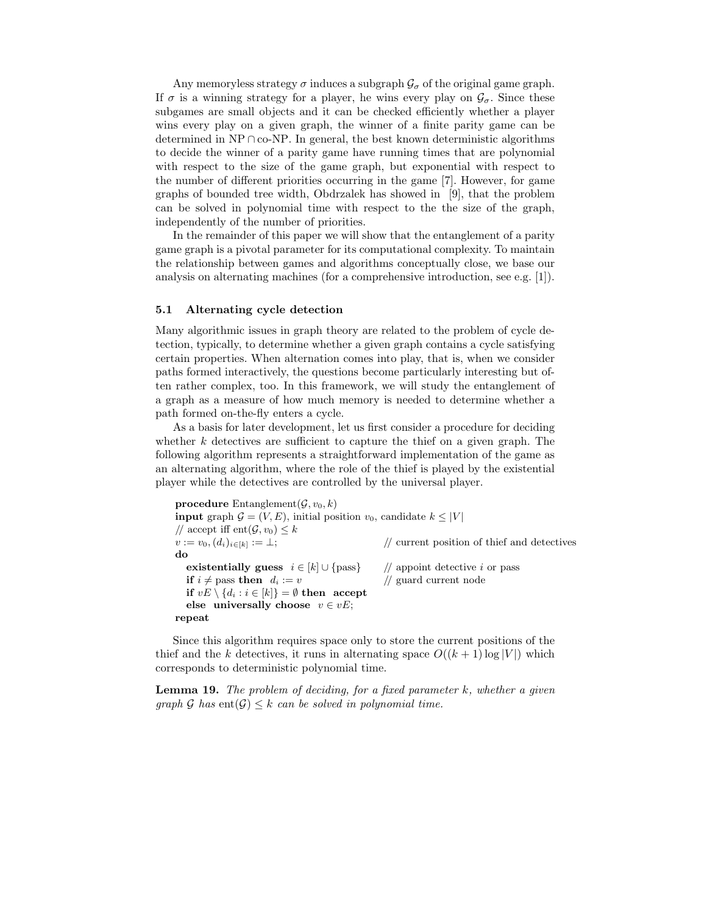Any memoryless strategy $\sigma$ induces a subgraph $\mathcal{G}_\sigma$ of the original game graph. If $\sigma$ is a winning strategy for a player, he wins every play on $\mathcal{G}_\sigma$. Since these subgames are small objects and it can be checked efficiently whether a player wins every play on a given graph, the winner of a finite parity game can be determined in NP $\cap$ co-NP. In general, the best known deterministic algorithms to decide the winner of a parity game have running times that are polynomial with respect to the size of the game graph, but exponential with respect to the number of different priorities occurring in the game [7]. However, for game graphs of bounded tree width, Obdrzalek has showed in [9], that the problem can be solved in polynomial time with respect to the the size of the graph, independently of the number of priorities.

In the remainder of this paper we will show that the entanglement of a parity game graph is a pivotal parameter for its computational complexity. To maintain the relationship between games and algorithms conceptually close, we base our analysis on alternating machines (for a comprehensive introduction, see e.g. [1]).

### 5.1 Alternating cycle detection

Many algorithmic issues in graph theory are related to the problem of cycle detection, typically, to determine whether a given graph contains a cycle satisfying certain properties. When alternation comes into play, that is, when we consider paths formed interactively, the questions become particularly interesting but often rather complex, too. In this framework, we will study the entanglement of a graph as a measure of how much memory is needed to determine whether a path formed on-the-fly enters a cycle.

As a basis for later development, let us first consider a procedure for deciding whether $k$ detectives are sufficient to capture the thief on a given graph. The following algorithm represents a straightforward implementation of the game as an alternating algorithm, where the role of the thief is played by the existential player while the detectives are controlled by the universal player.

```
procedure Entanglement(G, v_0, k)
input graph G = (V, E), initial position v_0, candidate k ≤ |V|
// accept iff ent(G, v_0) ≤ k
v := v_0, (d_i)_{i∈[k]} := ⊥;                  // current position of thief and detectives
do
   existentially guess  i ∈ [k] ∪ {pass}       // appoint detective i or pass
   if i ≠ pass then  d_i := v                  // guard current node
   if vE \ {d_i : i ∈ [k]} = ∅ then  accept
   else  universally choose  v ∈ vE;
repeat
```

Since this algorithm requires space only to store the current positions of the thief and the $k$ detectives, it runs in alternating space $O((k+1)\log|V|)$ which corresponds to deterministic polynomial time.

**Lemma 19.** *The problem of deciding, for a fixed parameter $k$, whether a given graph $\mathcal{G}$ has $\text{ent}(\mathcal{G}) \leq k$ can be solved in polynomial time.*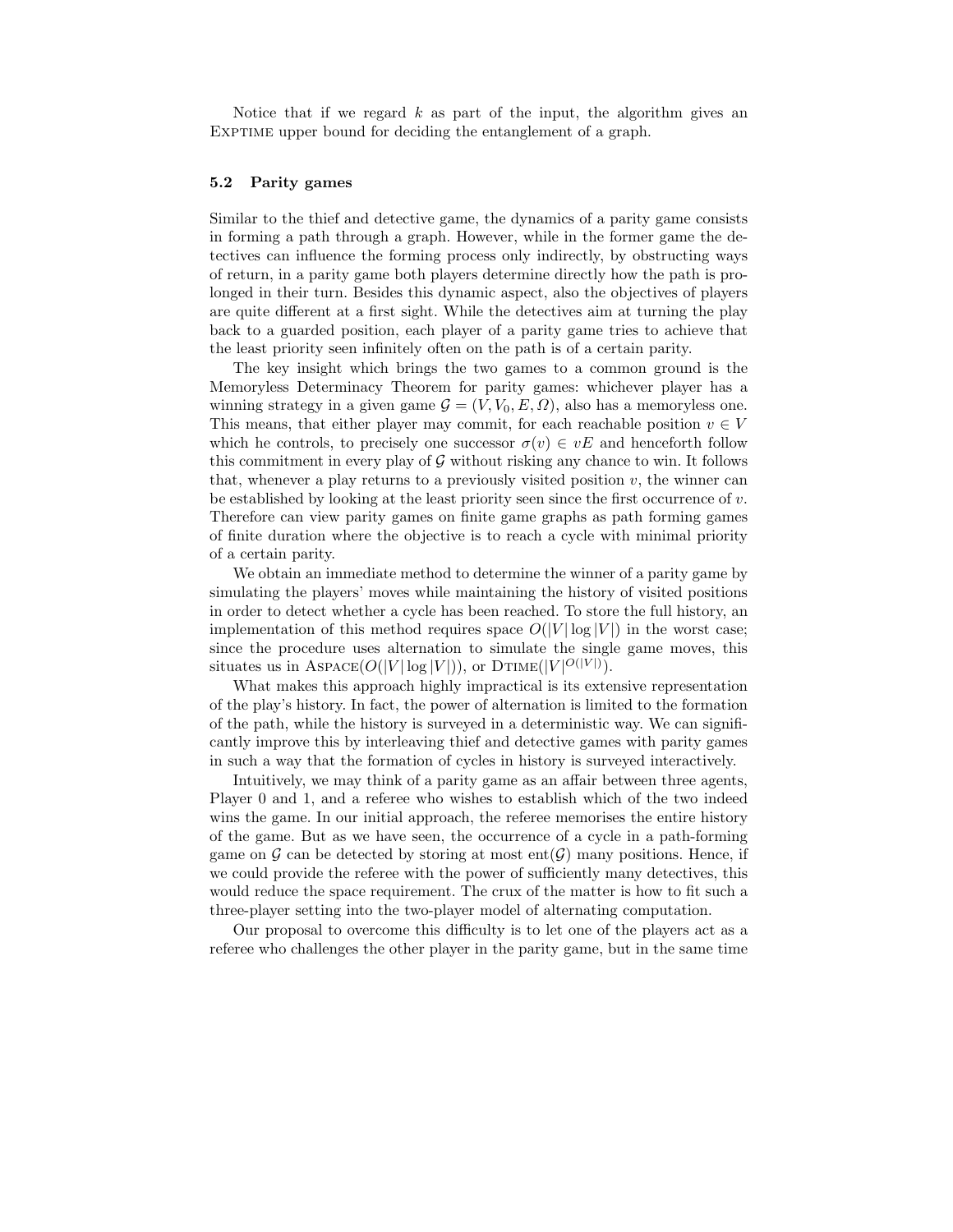Notice that if we regard $k$ as part of the input, the algorithm gives an EXPTIME upper bound for deciding the entanglement of a graph.

### 5.2 Parity games

Similar to the thief and detective game, the dynamics of a parity game consists in forming a path through a graph. However, while in the former game the detectives can influence the forming process only indirectly, by obstructing ways of return, in a parity game both players determine directly how the path is prolonged in their turn. Besides this dynamic aspect, also the objectives of players are quite different at a first sight. While the detectives aim at turning the play back to a guarded position, each player of a parity game tries to achieve that the least priority seen infinitely often on the path is of a certain parity.

The key insight which brings the two games to a common ground is the Memoryless Determinacy Theorem for parity games: whichever player has a winning strategy in a given game $\mathcal{G} = (V, V_0, E, \Omega)$, also has a memoryless one. This means, that either player may commit, for each reachable position $v \in V$ which he controls, to precisely one successor $\sigma(v) \in vE$ and henceforth follow this commitment in every play of $\mathcal{G}$ without risking any chance to win. It follows that, whenever a play returns to a previously visited position $v$, the winner can be established by looking at the least priority seen since the first occurrence of $v$. Therefore can view parity games on finite game graphs as path forming games of finite duration where the objective is to reach a cycle with minimal priority of a certain parity.

We obtain an immediate method to determine the winner of a parity game by simulating the players' moves while maintaining the history of visited positions in order to detect whether a cycle has been reached. To store the full history, an implementation of this method requires space $O(|V| \log |V|)$ in the worst case; since the procedure uses alternation to simulate the single game moves, this situates us in ASPACE($O(|V| \log |V|)$), or DTIME($|V|^{O(|V|)}$).

What makes this approach highly impractical is its extensive representation of the play's history. In fact, the power of alternation is limited to the formation of the path, while the history is surveyed in a deterministic way. We can significantly improve this by interleaving thief and detective games with parity games in such a way that the formation of cycles in history is surveyed interactively.

Intuitively, we may think of a parity game as an affair between three agents, Player 0 and 1, and a referee who wishes to establish which of the two indeed wins the game. In our initial approach, the referee memorises the entire history of the game. But as we have seen, the occurrence of a cycle in a path-forming game on $\mathcal{G}$ can be detected by storing at most $\text{ent}(\mathcal{G})$ many positions. Hence, if we could provide the referee with the power of sufficiently many detectives, this would reduce the space requirement. The crux of the matter is how to fit such a three-player setting into the two-player model of alternating computation.

Our proposal to overcome this difficulty is to let one of the players act as a referee who challenges the other player in the parity game, but in the same time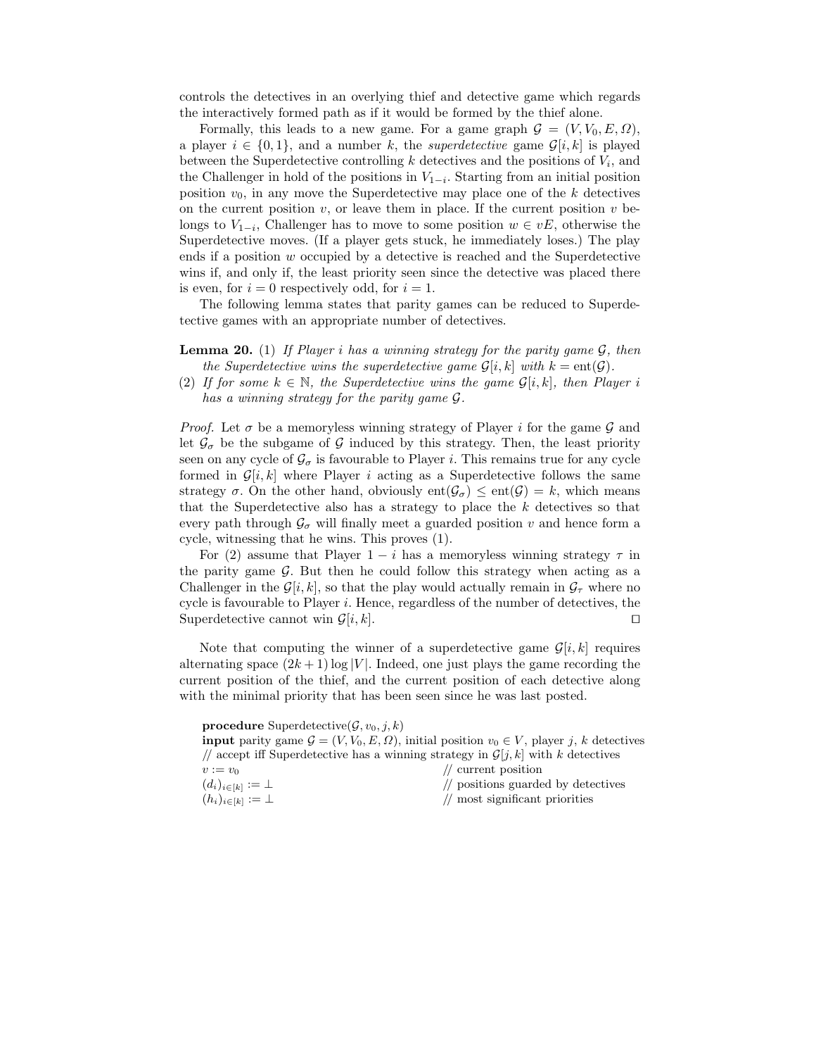controls the detectives in an overlying thief and detective game which regards the interactively formed path as if it would be formed by the thief alone.

Formally, this leads to a new game. For a game graph $\mathcal{G} = (V, V_0, E, \Omega)$, a player $i \in \{0, 1\}$, and a number $k$, the *superdetective* game $\mathcal{G}[i, k]$ is played between the Superdetective controlling $k$ detectives and the positions of $V_i$, and the Challenger in hold of the positions in $V_{1-i}$. Starting from an initial position position $v_0$, in any move the Superdetective may place one of the $k$ detectives on the current position $v$, or leave them in place. If the current position $v$ belongs to $V_{1-i}$, Challenger has to move to some position $w \in vE$, otherwise the Superdetective moves. (If a player gets stuck, he immediately loses.) The play ends if a position $w$ occupied by a detective is reached and the Superdetective wins if, and only if, the least priority seen since the detective was placed there is even, for $i = 0$ respectively odd, for $i = 1$.

The following lemma states that parity games can be reduced to Superdetective games with an appropriate number of detectives.

**Lemma 20.** (1) *If Player $i$ has a winning strategy for the parity game $\mathcal{G}$, then the Superdetective wins the superdetective game $\mathcal{G}[i, k]$ with $k = \mathrm{ent}(\mathcal{G})$.*
(2) *If for some $k \in \mathbb{N}$, the Superdetective wins the game $\mathcal{G}[i, k]$, then Player $i$ has a winning strategy for the parity game $\mathcal{G}$.*

*Proof.* Let $\sigma$ be a memoryless winning strategy of Player $i$ for the game $\mathcal{G}$ and let $\mathcal{G}_\sigma$ be the subgame of $\mathcal{G}$ induced by this strategy. Then, the least priority seen on any cycle of $\mathcal{G}_\sigma$ is favourable to Player $i$. This remains true for any cycle formed in $\mathcal{G}[i, k]$ where Player $i$ acting as a Superdetective follows the same strategy $\sigma$. On the other hand, obviously $\mathrm{ent}(\mathcal{G}_\sigma) \leq \mathrm{ent}(\mathcal{G}) = k$, which means that the Superdetective also has a strategy to place the $k$ detectives so that every path through $\mathcal{G}_\sigma$ will finally meet a guarded position $v$ and hence form a cycle, witnessing that he wins. This proves (1).

For (2) assume that Player $1 - i$ has a memoryless winning strategy $\tau$ in the parity game $\mathcal{G}$. But then he could follow this strategy when acting as a Challenger in the $\mathcal{G}[i, k]$, so that the play would actually remain in $\mathcal{G}_\tau$ where no cycle is favourable to Player $i$. Hence, regardless of the number of detectives, the Superdetective cannot win $\mathcal{G}[i, k]$. ◻

Note that computing the winner of a superdetective game $\mathcal{G}[i, k]$ requires alternating space $(2k + 1) \log |V|$. Indeed, one just plays the game recording the current position of the thief, and the current position of each detective along with the minimal priority that has been seen since he was last posted.

**procedure** Superdetective($\mathcal{G}, v_0, j, k$)
**input** parity game $\mathcal{G} = (V, V_0, E, \Omega)$, initial position $v_0 \in V$, player $j$, $k$ detectives
// accept iff Superdetective has a winning strategy in $\mathcal{G}[j, k]$ with $k$ detectives
$v := v_0$ // current position
$(d_i)_{i \in [k]} := \bot$ // positions guarded by detectives
$(h_i)_{i \in [k]} := \bot$ // most significant priorities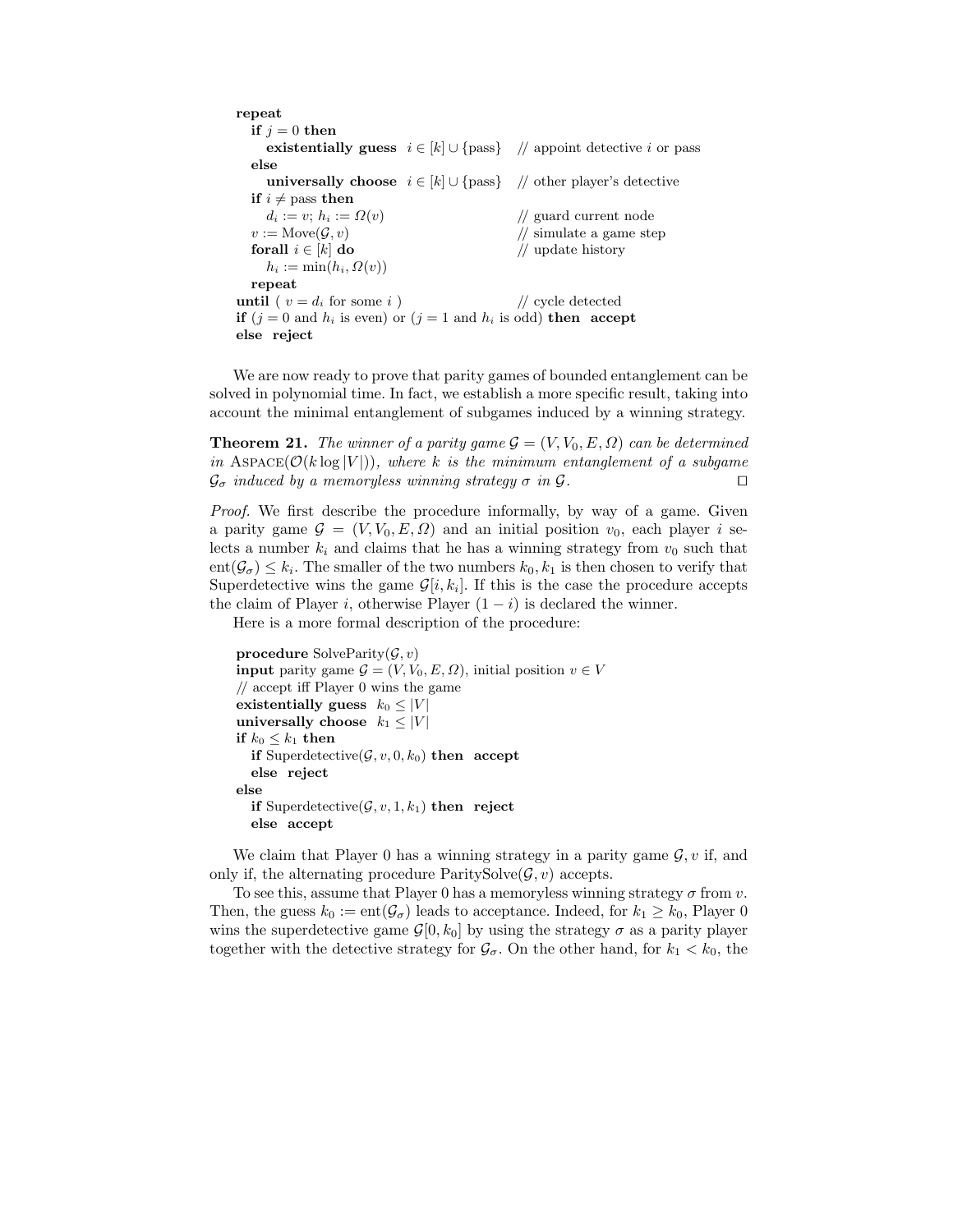```
repeat
  if j = 0 then
    existentially guess  i ∈ [k] ∪ {pass}   // appoint detective i or pass
  else
    universally choose  i ∈ [k] ∪ {pass}    // other player's detective
  if i ≠ pass then
    d_i := v; h_i := Ω(v)                    // guard current node
  v := Move(G, v)                            // simulate a game step
  forall i ∈ [k] do                          // update history
    h_i := min(h_i, Ω(v))
  repeat
until ( v = d_i for some i )                 // cycle detected
if (j = 0 and h_i is even) or (j = 1 and h_i is odd) then accept
else reject
```

We are now ready to prove that parity games of bounded entanglement can be solved in polynomial time. In fact, we establish a more specific result, taking into account the minimal entanglement of subgames induced by a winning strategy.

**Theorem 21.** *The winner of a parity game $\mathcal{G} = (V, V_0, E, \Omega)$ can be determined in* ASPACE($\mathcal{O}(k \log |V|)$)*, where $k$ is the minimum entanglement of a subgame $\mathcal{G}_\sigma$ induced by a memoryless winning strategy $\sigma$ in $\mathcal{G}$.* □

*Proof.* We first describe the procedure informally, by way of a game. Given a parity game $\mathcal{G} = (V, V_0, E, \Omega)$ and an initial position $v_0$, each player $i$ selects a number $k_i$ and claims that he has a winning strategy from $v_0$ such that $\text{ent}(\mathcal{G}_\sigma) \leq k_i$. The smaller of the two numbers $k_0, k_1$ is then chosen to verify that Superdetective wins the game $\mathcal{G}[i, k_i]$. If this is the case the procedure accepts the claim of Player $i$, otherwise Player $(1 - i)$ is declared the winner.

Here is a more formal description of the procedure:

```
procedure SolveParity(G, v)
input parity game G = (V, V_0, E, Ω), initial position v ∈ V
// accept iff Player 0 wins the game
existentially guess  k_0 ≤ |V|
universally choose  k_1 ≤ |V|
if k_0 ≤ k_1 then
  if Superdetective(G, v, 0, k_0) then accept
  else reject
else
  if Superdetective(G, v, 1, k_1) then reject
  else accept
```

We claim that Player 0 has a winning strategy in a parity game $\mathcal{G}, v$ if, and only if, the alternating procedure ParitySolve($\mathcal{G}, v$) accepts.

To see this, assume that Player 0 has a memoryless winning strategy $\sigma$ from $v$. Then, the guess $k_0 := \text{ent}(\mathcal{G}_\sigma)$ leads to acceptance. Indeed, for $k_1 \geq k_0$, Player 0 wins the superdetective game $\mathcal{G}[0, k_0]$ by using the strategy $\sigma$ as a parity player together with the detective strategy for $\mathcal{G}_\sigma$. On the other hand, for $k_1 < k_0$, the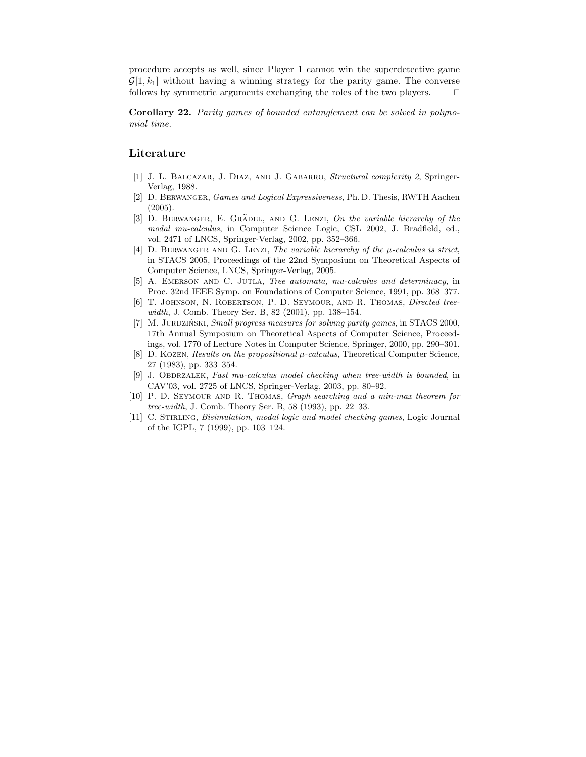procedure accepts as well, since Player 1 cannot win the superdetective game $\mathcal{G}[1, k_1]$ without having a winning strategy for the parity game. The converse follows by symmetric arguments exchanging the roles of the two players. ☐

**Corollary 22.** *Parity games of bounded entanglement can be solved in polynomial time.*

## Literature

[1] J. L. Balcazar, J. Diaz, and J. Gabarro, *Structural complexity 2*, Springer-Verlag, 1988.

[2] D. Berwanger, *Games and Logical Expressiveness*, Ph. D. Thesis, RWTH Aachen (2005).

[3] D. Berwanger, E. Grädel, and G. Lenzi, *On the variable hierarchy of the modal mu-calculus*, in Computer Science Logic, CSL 2002, J. Bradfield, ed., vol. 2471 of LNCS, Springer-Verlag, 2002, pp. 352–366.

[4] D. Berwanger and G. Lenzi, *The variable hierarchy of the $\mu$-calculus is strict*, in STACS 2005, Proceedings of the 22nd Symposium on Theoretical Aspects of Computer Science, LNCS, Springer-Verlag, 2005.

[5] A. Emerson and C. Jutla, *Tree automata, mu-calculus and determinacy*, in Proc. 32nd IEEE Symp. on Foundations of Computer Science, 1991, pp. 368–377.

[6] T. Johnson, N. Robertson, P. D. Seymour, and R. Thomas, *Directed tree-width*, J. Comb. Theory Ser. B, 82 (2001), pp. 138–154.

[7] M. Jurdziński, *Small progress measures for solving parity games*, in STACS 2000, 17th Annual Symposium on Theoretical Aspects of Computer Science, Proceedings, vol. 1770 of Lecture Notes in Computer Science, Springer, 2000, pp. 290–301.

[8] D. Kozen, *Results on the propositional $\mu$-calculus*, Theoretical Computer Science, 27 (1983), pp. 333–354.

[9] J. Obdrzalek, *Fast mu-calculus model checking when tree-width is bounded*, in CAV'03, vol. 2725 of LNCS, Springer-Verlag, 2003, pp. 80–92.

[10] P. D. Seymour and R. Thomas, *Graph searching and a min-max theorem for tree-width*, J. Comb. Theory Ser. B, 58 (1993), pp. 22–33.

[11] C. Stirling, *Bisimulation, modal logic and model checking games*, Logic Journal of the IGPL, 7 (1999), pp. 103–124.